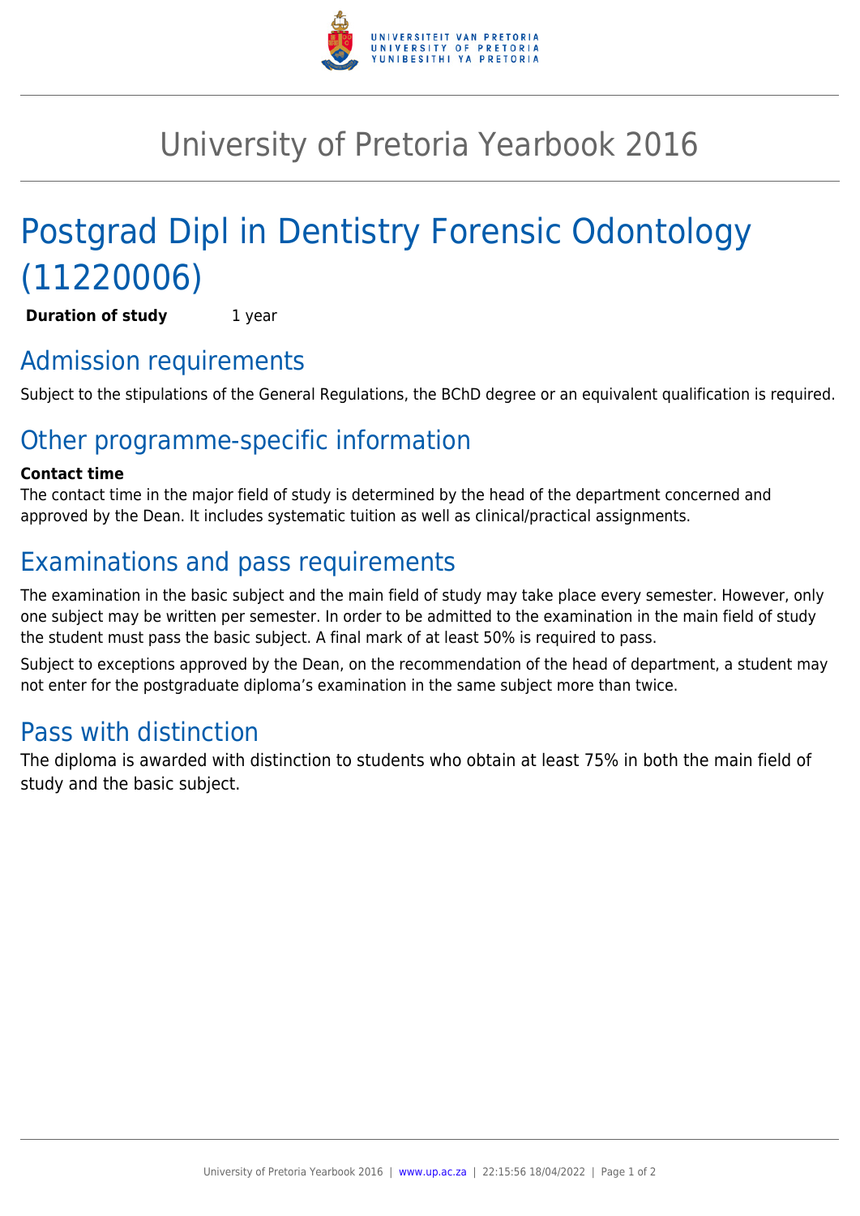# University of Pretoria Yearbook 2016

# Postgrad Dipl in Dentistry Forensic Odontology (11220006)

**Duration of study** 1 year

## Admission requirements

Subject to the stipulations of the General Regulations, the BChD degree or an equivalent qualification is required.

## Other programme-specific information

**Contact time**

The contact time in the major field of study is determined by the head of the department concerned and approved by the Dean. It includes systematic tuition as well as clinical/practical assignments.

## Examinations and pass requirements

The examination in the basic subject and the main field of study may take place every semester. However, only one subject may be written per semester. In order to be admitted to the examination in the main field of study the student must pass the basic subject. A final mark of at least 50% is required to pass.

Subject to exceptions approved by the Dean, on the recommendation of the head of department, a student may not enter for the postgraduate diploma's examination in the same subject more than twice.

## Pass with distinction

The diploma is awarded with distinction to students who obtain at least 75% in both the main field of study and the basic subject.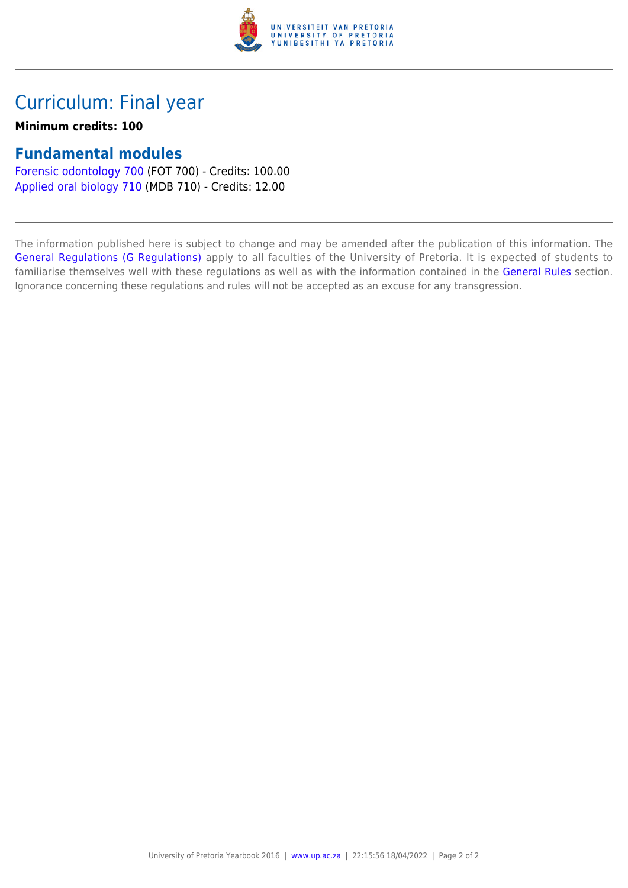# Curriculum: Final year

**Minimum credits: 100**

## Fundamental modules

Forensic odontology 700 (FOT 700) - Credits: 100.00
Applied oral biology 710 (MDB 710) - Credits: 12.00

The information published here is subject to change and may be amended after the publication of this information. The General Regulations (G Regulations) apply to all faculties of the University of Pretoria. It is expected of students to familiarise themselves well with these regulations as well as with the information contained in the General Rules section. Ignorance concerning these regulations and rules will not be accepted as an excuse for any transgression.